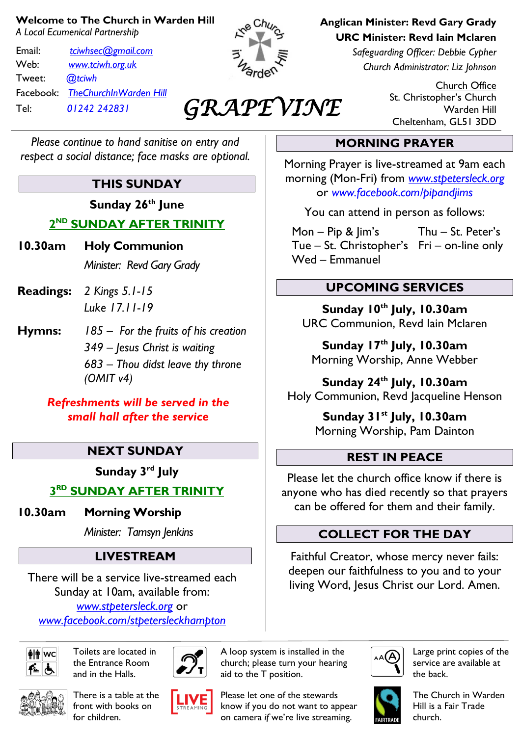**Welcome to The Church in Warden Hill**

*A Local Ecumenical Partnership*

Email: tciwhsec@gmail.com
Web: www.tciwh.org.uk
Tweet: @tciwh
Facebook: TheChurchInWarden Hill
Tel: 01242 242831

# GRAPEVINE

**Anglican Minister: Revd Gary Grady**
**URC Minister: Revd Iain Mclaren**
*Safeguarding Officer: Debbie Cypher*
*Church Administrator: Liz Johnson*

Church Office
St. Christopher's Church
Warden Hill
Cheltenham, GL51 3DD

*Please continue to hand sanitise on entry and respect a social distance; face masks are optional.*

## THIS SUNDAY

**Sunday 26th June**

**2ND SUNDAY AFTER TRINITY**

**10.30am** **Holy Communion**
*Minister: Revd Gary Grady*

**Readings:** *2 Kings 5.1-15*
*Luke 17.11-19*

**Hymns:** *185 – For the fruits of his creation*
*349 – Jesus Christ is waiting*
*683 – Thou didst leave thy throne (OMIT v4)*

***Refreshments will be served in the small hall after the service***

## NEXT SUNDAY

**Sunday 3rd July**

**3RD SUNDAY AFTER TRINITY**

**10.30am** **Morning Worship**
*Minister: Tamsyn Jenkins*

## LIVESTREAM

There will be a service live-streamed each Sunday at 10am, available from: www.stpetersleck.org or www.facebook.com/stpetersleckhampton

## MORNING PRAYER

Morning Prayer is live-streamed at 9am each morning (Mon-Fri) from www.stpetersleck.org or www.facebook.com/pipandjims

You can attend in person as follows:

Mon – Pip & Jim's
Tue – St. Christopher's
Wed – Emmanuel
Thu – St. Peter's
Fri – on-line only

## UPCOMING SERVICES

**Sunday 10th July, 10.30am**
URC Communion, Revd Iain Mclaren

**Sunday 17th July, 10.30am**
Morning Worship, Anne Webber

**Sunday 24th July, 10.30am**
Holy Communion, Revd Jacqueline Henson

**Sunday 31st July, 10.30am**
Morning Worship, Pam Dainton

## REST IN PEACE

Please let the church office know if there is anyone who has died recently so that prayers can be offered for them and their family.

## COLLECT FOR THE DAY

Faithful Creator, whose mercy never fails: deepen our faithfulness to you and to your living Word, Jesus Christ our Lord. Amen.

---

Toilets are located in the Entrance Room and in the Halls.

A loop system is installed in the church; please turn your hearing aid to the T position.

Large print copies of the service are available at the back.

There is a table at the front with books on for children.

Please let one of the stewards know if you do not want to appear on camera *if* we're live streaming.

The Church in Warden Hill is a Fair Trade church.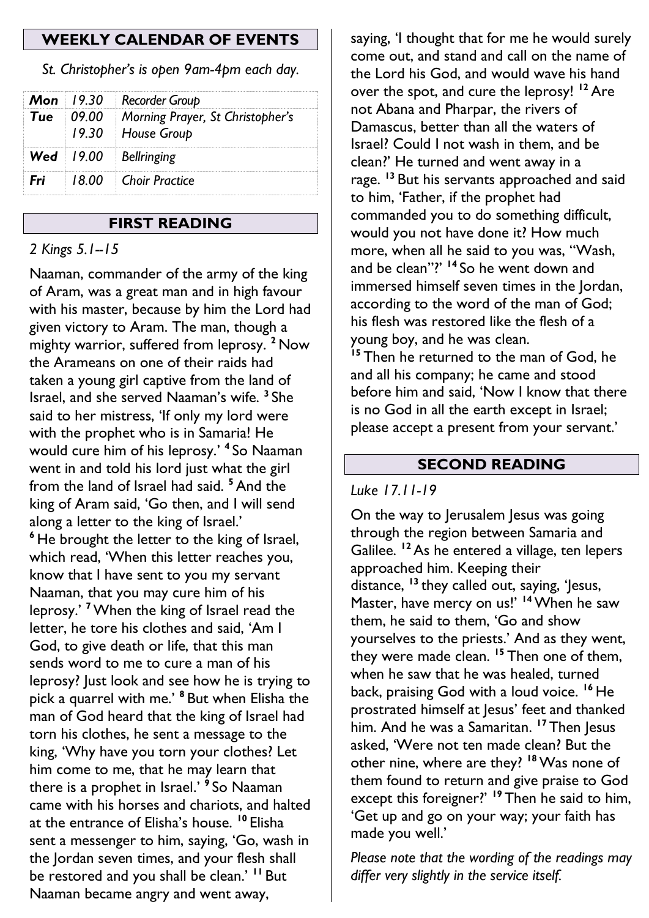## WEEKLY CALENDAR OF EVENTS

*St. Christopher's is open 9am-4pm each day.*

| | | |
|---|---|---|
| ***Mon*** | *19.30* | *Recorder Group* |
| ***Tue*** | *09.00*<br>*19.30* | *Morning Prayer, St Christopher's*<br>*House Group* |
| ***Wed*** | *19.00* | *Bellringing* |
| ***Fri*** | *18.00* | *Choir Practice* |

## FIRST READING

*2 Kings 5.1–15*

Naaman, commander of the army of the king of Aram, was a great man and in high favour with his master, because by him the Lord had given victory to Aram. The man, though a mighty warrior, suffered from leprosy. **2** Now the Arameans on one of their raids had taken a young girl captive from the land of Israel, and she served Naaman's wife. **3** She said to her mistress, 'If only my lord were with the prophet who is in Samaria! He would cure him of his leprosy.' **4** So Naaman went in and told his lord just what the girl from the land of Israel had said. **5** And the king of Aram said, 'Go then, and I will send along a letter to the king of Israel.'
**6** He brought the letter to the king of Israel, which read, 'When this letter reaches you, know that I have sent to you my servant Naaman, that you may cure him of his leprosy.' **7** When the king of Israel read the letter, he tore his clothes and said, 'Am I God, to give death or life, that this man sends word to me to cure a man of his leprosy? Just look and see how he is trying to pick a quarrel with me.' **8** But when Elisha the man of God heard that the king of Israel had torn his clothes, he sent a message to the king, 'Why have you torn your clothes? Let him come to me, that he may learn that there is a prophet in Israel.' **9** So Naaman came with his horses and chariots, and halted at the entrance of Elisha's house. **10** Elisha sent a messenger to him, saying, 'Go, wash in the Jordan seven times, and your flesh shall be restored and you shall be clean.' **11** But Naaman became angry and went away, saying, 'I thought that for me he would surely come out, and stand and call on the name of the Lord his God, and would wave his hand over the spot, and cure the leprosy! **12** Are not Abana and Pharpar, the rivers of Damascus, better than all the waters of Israel? Could I not wash in them, and be clean?' He turned and went away in a rage. **13** But his servants approached and said to him, 'Father, if the prophet had commanded you to do something difficult, would you not have done it? How much more, when all he said to you was, "Wash, and be clean"?' **14** So he went down and immersed himself seven times in the Jordan, according to the word of the man of God; his flesh was restored like the flesh of a young boy, and he was clean.
**15** Then he returned to the man of God, he and all his company; he came and stood before him and said, 'Now I know that there is no God in all the earth except in Israel; please accept a present from your servant.'

## SECOND READING

*Luke 17.11-19*

On the way to Jerusalem Jesus was going through the region between Samaria and Galilee. **12** As he entered a village, ten lepers approached him. Keeping their distance, **13** they called out, saying, 'Jesus, Master, have mercy on us!' **14** When he saw them, he said to them, 'Go and show yourselves to the priests.' And as they went, they were made clean. **15** Then one of them, when he saw that he was healed, turned back, praising God with a loud voice. **16** He prostrated himself at Jesus' feet and thanked him. And he was a Samaritan. **17** Then Jesus asked, 'Were not ten made clean? But the other nine, where are they? **18** Was none of them found to return and give praise to God except this foreigner?' **19** Then he said to him, 'Get up and go on your way; your faith has made you well.'

*Please note that the wording of the readings may differ very slightly in the service itself.*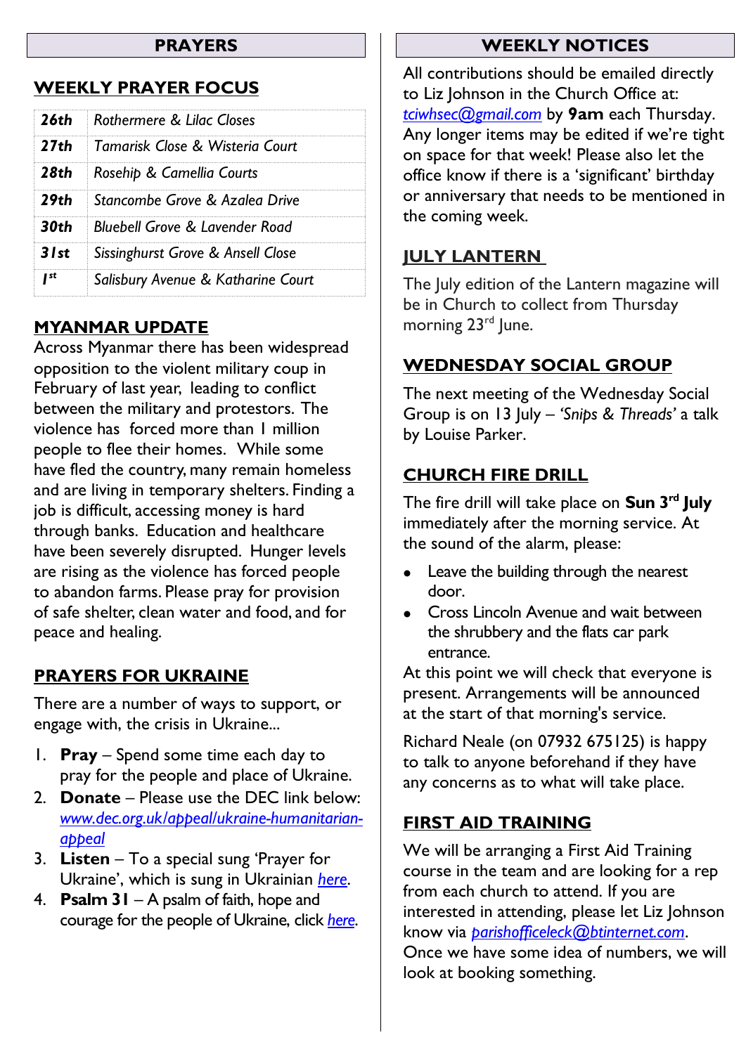## PRAYERS

### WEEKLY PRAYER FOCUS

| | |
|---|---|
| **26th** | *Rothermere & Lilac Closes* |
| **27th** | *Tamarisk Close & Wisteria Court* |
| **28th** | *Rosehip & Camellia Courts* |
| **29th** | *Stancombe Grove & Azalea Drive* |
| **30th** | *Bluebell Grove & Lavender Road* |
| **31st** | *Sissinghurst Grove & Ansell Close* |
| **1st** | *Salisbury Avenue & Katharine Court* |

### MYANMAR UPDATE

Across Myanmar there has been widespread opposition to the violent military coup in February of last year, leading to conflict between the military and protestors. The violence has forced more than 1 million people to flee their homes. While some have fled the country, many remain homeless and are living in temporary shelters. Finding a job is difficult, accessing money is hard through banks. Education and healthcare have been severely disrupted. Hunger levels are rising as the violence has forced people to abandon farms. Please pray for provision of safe shelter, clean water and food, and for peace and healing.

### PRAYERS FOR UKRAINE

There are a number of ways to support, or engage with, the crisis in Ukraine...

1. **Pray** – Spend some time each day to pray for the people and place of Ukraine.
2. **Donate** – Please use the DEC link below: *www.dec.org.uk/appeal/ukraine-humanitarian-appeal*
3. **Listen** – To a special sung 'Prayer for Ukraine', which is sung in Ukrainian *here*.
4. **Psalm 31** – A psalm of faith, hope and courage for the people of Ukraine, click *here*.

## WEEKLY NOTICES

All contributions should be emailed directly to Liz Johnson in the Church Office at: *tciwhsec@gmail.com* by **9am** each Thursday. Any longer items may be edited if we're tight on space for that week! Please also let the office know if there is a 'significant' birthday or anniversary that needs to be mentioned in the coming week.

### JULY LANTERN

The July edition of the Lantern magazine will be in Church to collect from Thursday morning 23rd June.

### WEDNESDAY SOCIAL GROUP

The next meeting of the Wednesday Social Group is on 13 July – *'Snips & Threads'* a talk by Louise Parker.

### CHURCH FIRE DRILL

The fire drill will take place on **Sun 3rd July** immediately after the morning service. At the sound of the alarm, please:

- Leave the building through the nearest door.
- Cross Lincoln Avenue and wait between the shrubbery and the flats car park entrance.

At this point we will check that everyone is present. Arrangements will be announced at the start of that morning's service.

Richard Neale (on 07932 675125) is happy to talk to anyone beforehand if they have any concerns as to what will take place.

### FIRST AID TRAINING

We will be arranging a First Aid Training course in the team and are looking for a rep from each church to attend. If you are interested in attending, please let Liz Johnson know via *parishofficeleck@btinternet.com*. Once we have some idea of numbers, we will look at booking something.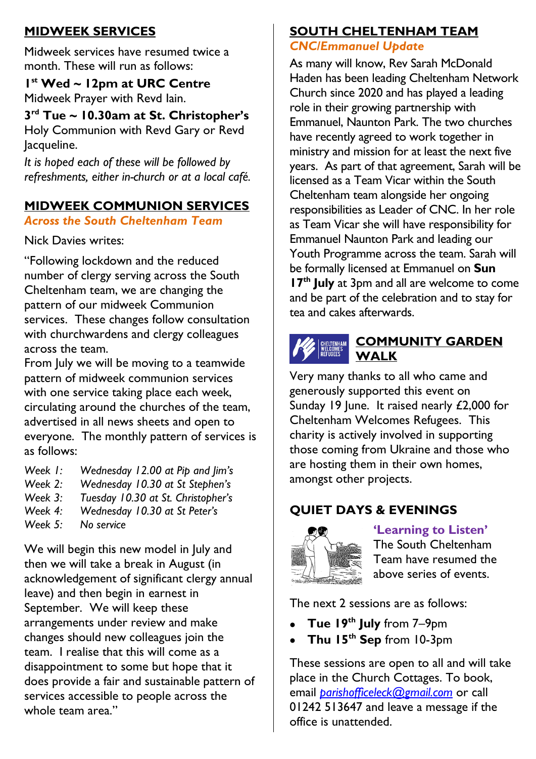## MIDWEEK SERVICES

Midweek services have resumed twice a month. These will run as follows:

**1st Wed ~ 12pm at URC Centre**
Midweek Prayer with Revd Iain.

**3rd Tue ~ 10.30am at St. Christopher's**
Holy Communion with Revd Gary or Revd Jacqueline.

*It is hoped each of these will be followed by refreshments, either in-church or at a local café.*

## MIDWEEK COMMUNION SERVICES

***Across the South Cheltenham Team***

Nick Davies writes:

"Following lockdown and the reduced number of clergy serving across the South Cheltenham team, we are changing the pattern of our midweek Communion services. These changes follow consultation with churchwardens and clergy colleagues across the team.
From July we will be moving to a teamwide pattern of midweek communion services with one service taking place each week, circulating around the churches of the team, advertised in all news sheets and open to everyone. The monthly pattern of services is as follows:

*Week 1: Wednesday 12.00 at Pip and Jim's*
*Week 2: Wednesday 10.30 at St Stephen's*
*Week 3: Tuesday 10.30 at St. Christopher's*
*Week 4: Wednesday 10.30 at St Peter's*
*Week 5: No service*

We will begin this new model in July and then we will take a break in August (in acknowledgement of significant clergy annual leave) and then begin in earnest in September. We will keep these arrangements under review and make changes should new colleagues join the team. I realise that this will come as a disappointment to some but hope that it does provide a fair and sustainable pattern of services accessible to people across the whole team area."

## SOUTH CHELTENHAM TEAM

***CNC/Emmanuel Update***

As many will know, Rev Sarah McDonald Haden has been leading Cheltenham Network Church since 2020 and has played a leading role in their growing partnership with Emmanuel, Naunton Park. The two churches have recently agreed to work together in ministry and mission for at least the next five years. As part of that agreement, Sarah will be licensed as a Team Vicar within the South Cheltenham team alongside her ongoing responsibilities as Leader of CNC. In her role as Team Vicar she will have responsibility for Emmanuel Naunton Park and leading our Youth Programme across the team. Sarah will be formally licensed at Emmanuel on **Sun 17th July** at 3pm and all are welcome to come and be part of the celebration and to stay for tea and cakes afterwards.

## COMMUNITY GARDEN WALK

Very many thanks to all who came and generously supported this event on Sunday 19 June. It raised nearly £2,000 for Cheltenham Welcomes Refugees. This charity is actively involved in supporting those coming from Ukraine and those who are hosting them in their own homes, amongst other projects.

## QUIET DAYS & EVENINGS

**'Learning to Listen'**

The South Cheltenham Team have resumed the above series of events.

The next 2 sessions are as follows:

- **Tue 19th July** from 7–9pm
- **Thu 15th Sep** from 10-3pm

These sessions are open to all and will take place in the Church Cottages. To book, email *parishofficeleck@gmail.com* or call 01242 513647 and leave a message if the office is unattended.